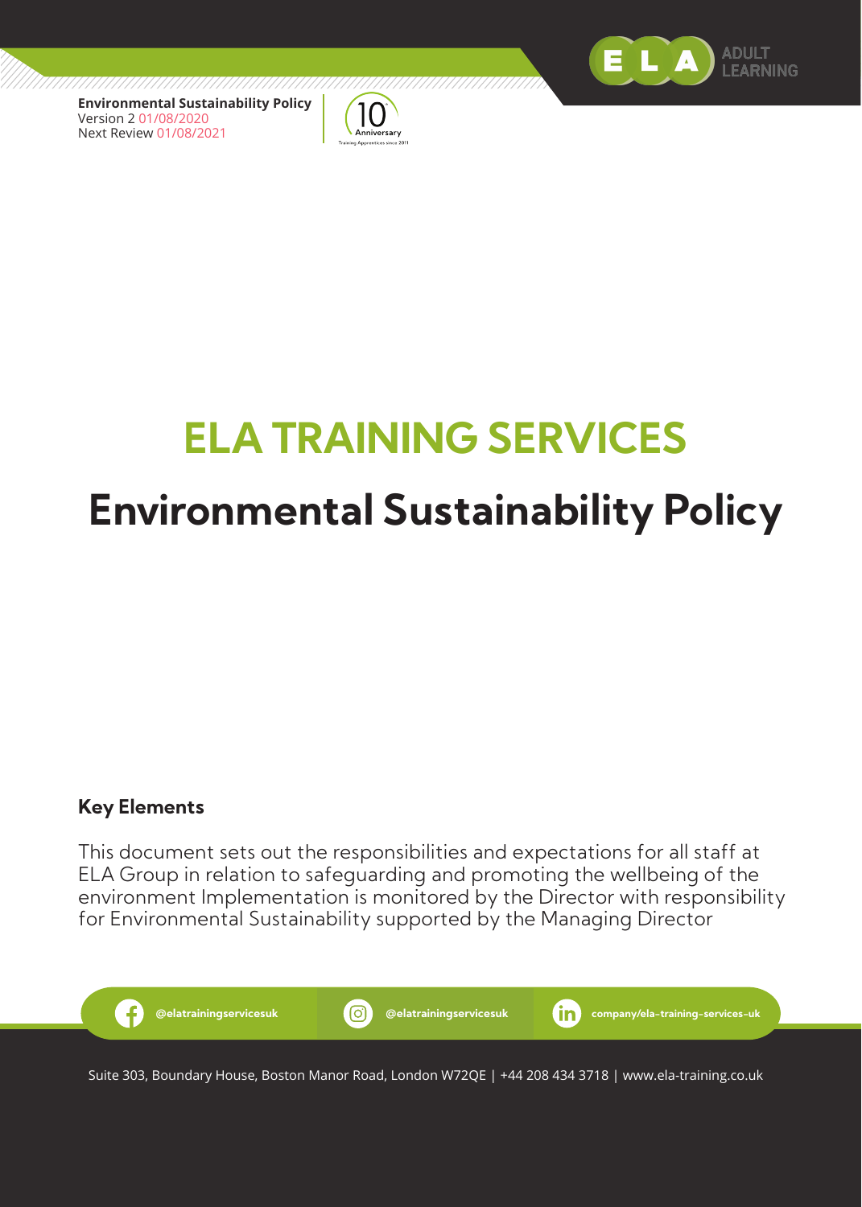**Environmental Sustainability Policy**
Version 2 01/08/2020
Next Review 01/08/2021

# ELA TRAINING SERVICES

# Environmental Sustainability Policy

## Key Elements

This document sets out the responsibilities and expectations for all staff at ELA Group in relation to safeguarding and promoting the wellbeing of the environment Implementation is monitored by the Director with responsibility for Environmental Sustainability supported by the Managing Director

@elatrainingservicesuk | @elatrainingservicesuk | company/ela-training-services-uk

Suite 303, Boundary House, Boston Manor Road, London W72QE | +44 208 434 3718 | www.ela-training.co.uk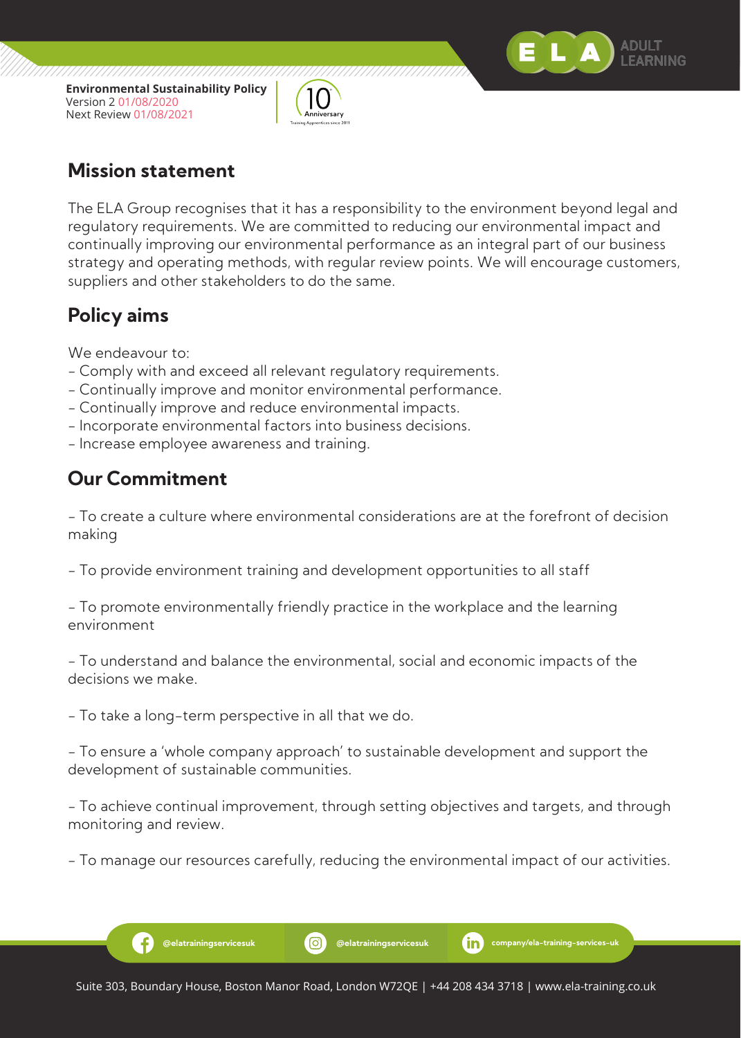## Mission statement

The ELA Group recognises that it has a responsibility to the environment beyond legal and regulatory requirements. We are committed to reducing our environmental impact and continually improving our environmental performance as an integral part of our business strategy and operating methods, with regular review points. We will encourage customers, suppliers and other stakeholders to do the same.

## Policy aims

We endeavour to:
- Comply with and exceed all relevant regulatory requirements.
- Continually improve and monitor environmental performance.
- Continually improve and reduce environmental impacts.
- Incorporate environmental factors into business decisions.
- Increase employee awareness and training.

## Our Commitment

- To create a culture where environmental considerations are at the forefront of decision making

- To provide environment training and development opportunities to all staff

- To promote environmentally friendly practice in the workplace and the learning environment

- To understand and balance the environmental, social and economic impacts of the decisions we make.

- To take a long-term perspective in all that we do.

- To ensure a 'whole company approach' to sustainable development and support the development of sustainable communities.

- To achieve continual improvement, through setting objectives and targets, and through monitoring and review.

- To manage our resources carefully, reducing the environmental impact of our activities.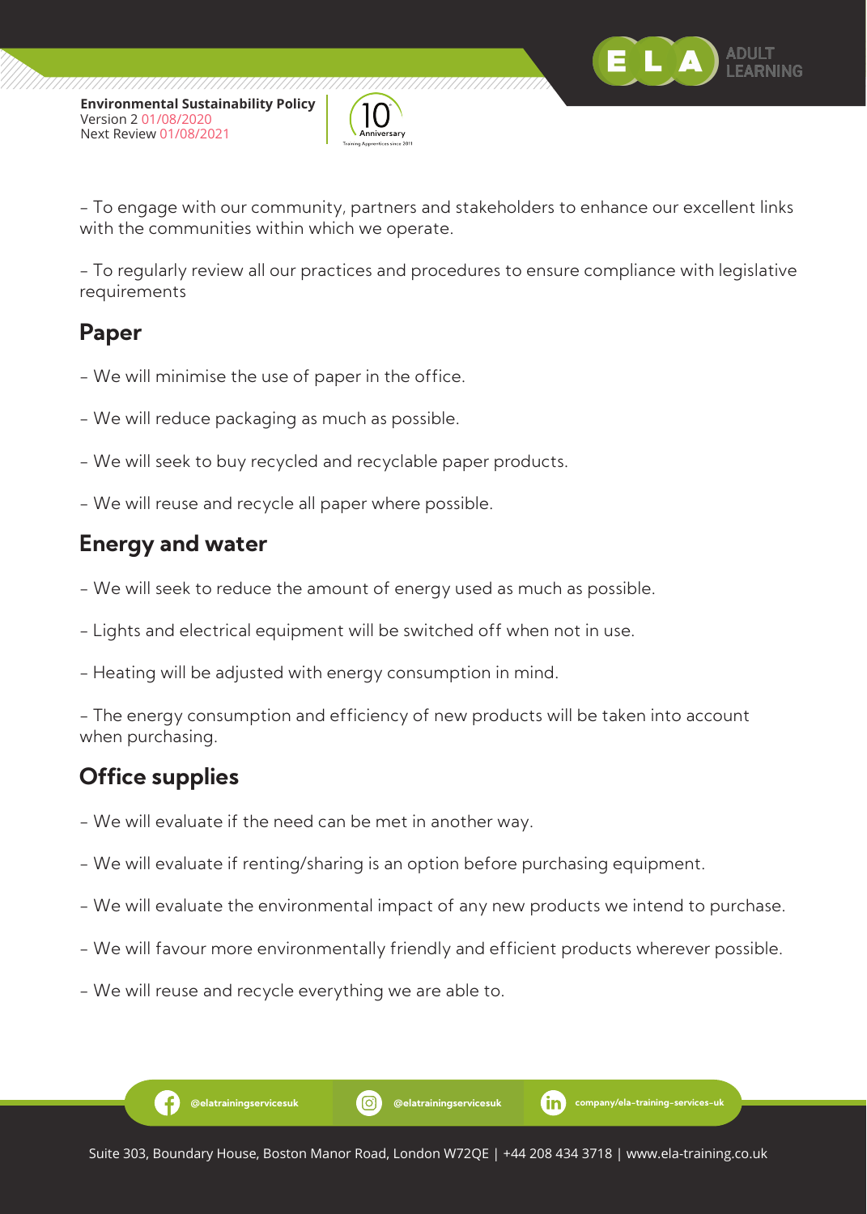- To engage with our community, partners and stakeholders to enhance our excellent links with the communities within which we operate.

- To regularly review all our practices and procedures to ensure compliance with legislative requirements

## Paper

- We will minimise the use of paper in the office.

- We will reduce packaging as much as possible.

- We will seek to buy recycled and recyclable paper products.

- We will reuse and recycle all paper where possible.

## Energy and water

- We will seek to reduce the amount of energy used as much as possible.

- Lights and electrical equipment will be switched off when not in use.

- Heating will be adjusted with energy consumption in mind.

- The energy consumption and efficiency of new products will be taken into account when purchasing.

## Office supplies

- We will evaluate if the need can be met in another way.

- We will evaluate if renting/sharing is an option before purchasing equipment.

- We will evaluate the environmental impact of any new products we intend to purchase.

- We will favour more environmentally friendly and efficient products wherever possible.

- We will reuse and recycle everything we are able to.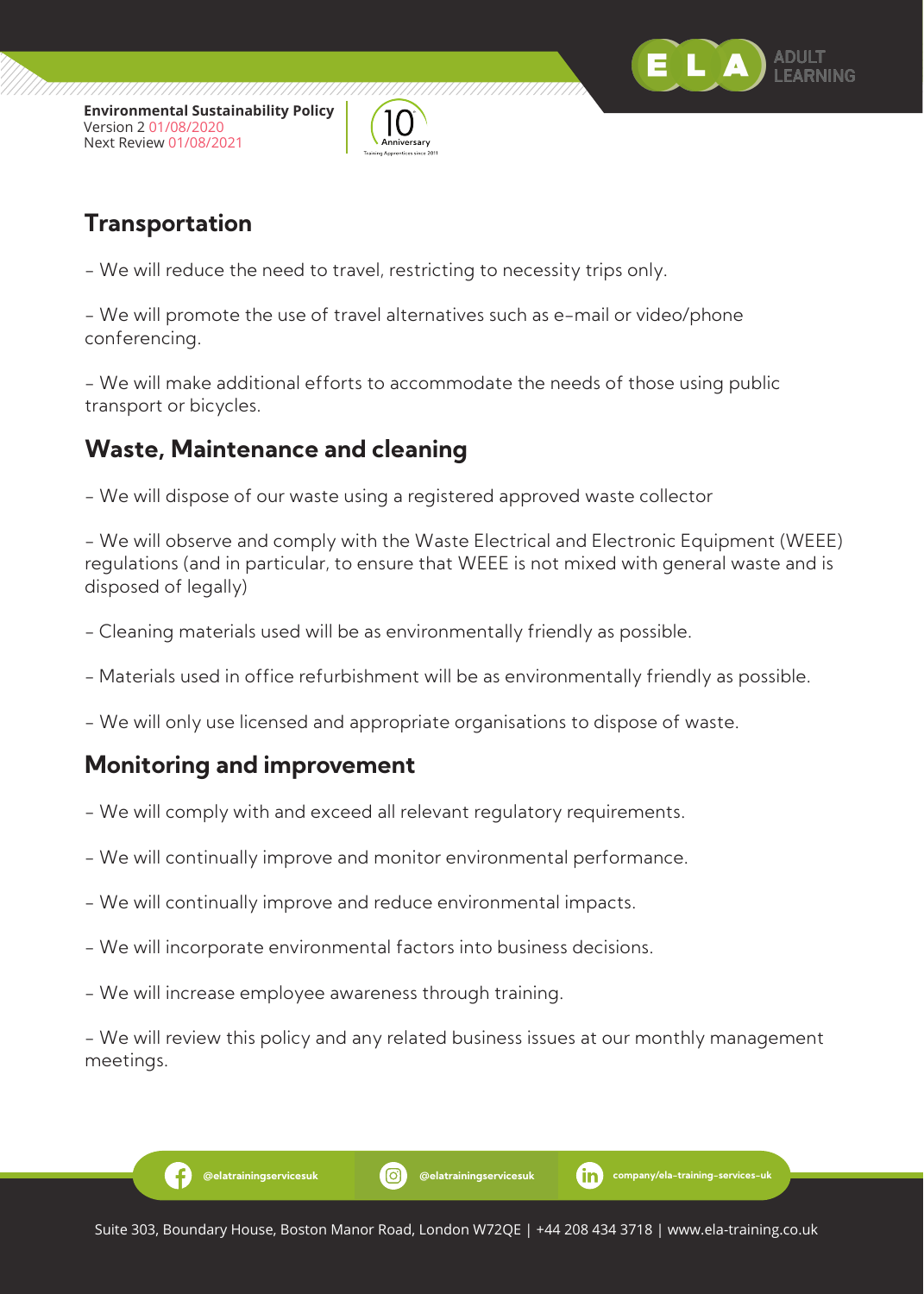## Transportation

- We will reduce the need to travel, restricting to necessity trips only.

- We will promote the use of travel alternatives such as e-mail or video/phone conferencing.

- We will make additional efforts to accommodate the needs of those using public transport or bicycles.

## Waste, Maintenance and cleaning

- We will dispose of our waste using a registered approved waste collector

- We will observe and comply with the Waste Electrical and Electronic Equipment (WEEE) regulations (and in particular, to ensure that WEEE is not mixed with general waste and is disposed of legally)

- Cleaning materials used will be as environmentally friendly as possible.

- Materials used in office refurbishment will be as environmentally friendly as possible.

- We will only use licensed and appropriate organisations to dispose of waste.

## Monitoring and improvement

- We will comply with and exceed all relevant regulatory requirements.

- We will continually improve and monitor environmental performance.

- We will continually improve and reduce environmental impacts.

- We will incorporate environmental factors into business decisions.

- We will increase employee awareness through training.

- We will review this policy and any related business issues at our monthly management meetings.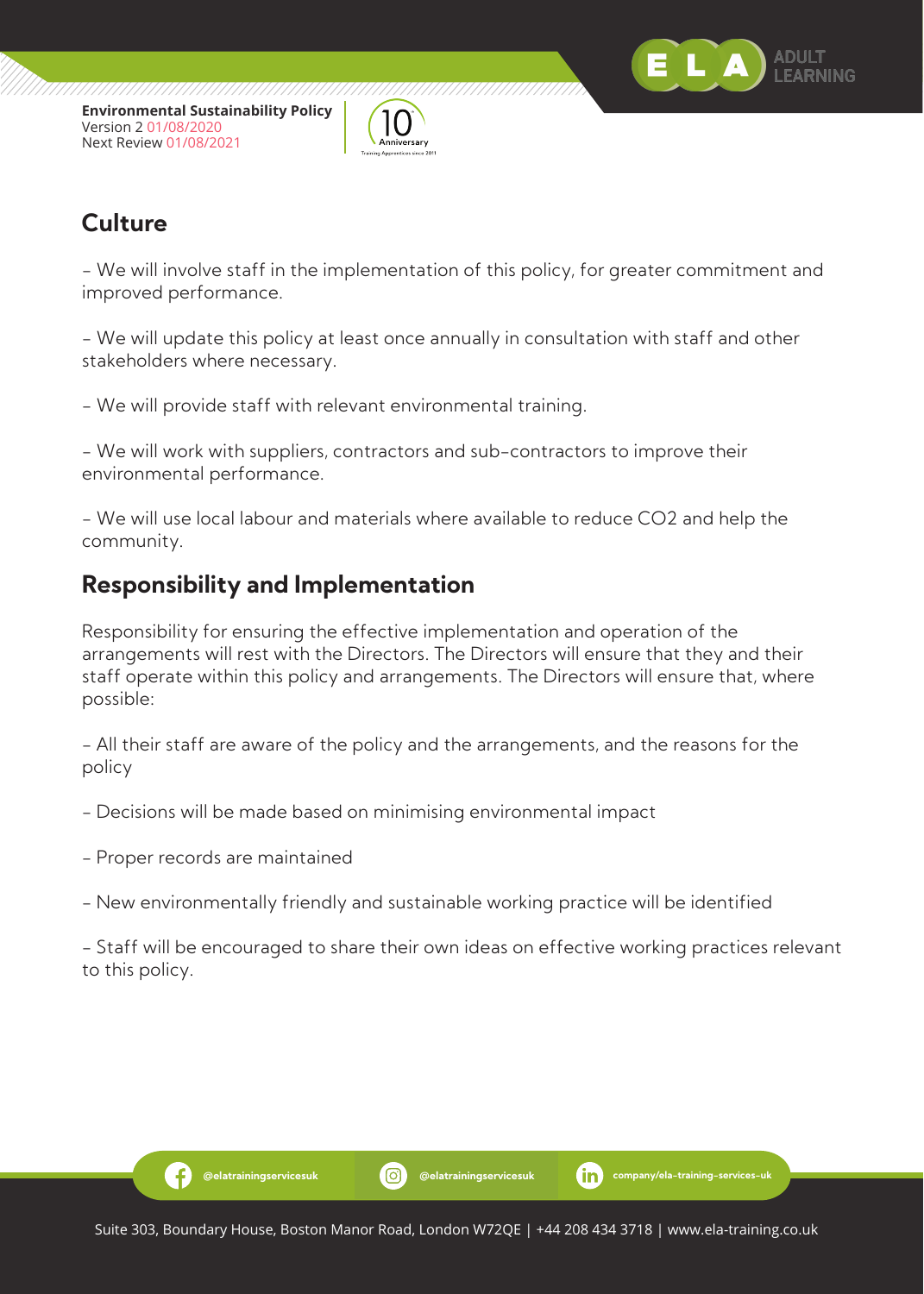## Culture

- We will involve staff in the implementation of this policy, for greater commitment and improved performance.

- We will update this policy at least once annually in consultation with staff and other stakeholders where necessary.

- We will provide staff with relevant environmental training.

- We will work with suppliers, contractors and sub-contractors to improve their environmental performance.

- We will use local labour and materials where available to reduce $CO_2$ and help the community.

## Responsibility and Implementation

Responsibility for ensuring the effective implementation and operation of the arrangements will rest with the Directors. The Directors will ensure that they and their staff operate within this policy and arrangements. The Directors will ensure that, where possible:

- All their staff are aware of the policy and the arrangements, and the reasons for the policy

- Decisions will be made based on minimising environmental impact

- Proper records are maintained

- New environmentally friendly and sustainable working practice will be identified

- Staff will be encouraged to share their own ideas on effective working practices relevant to this policy.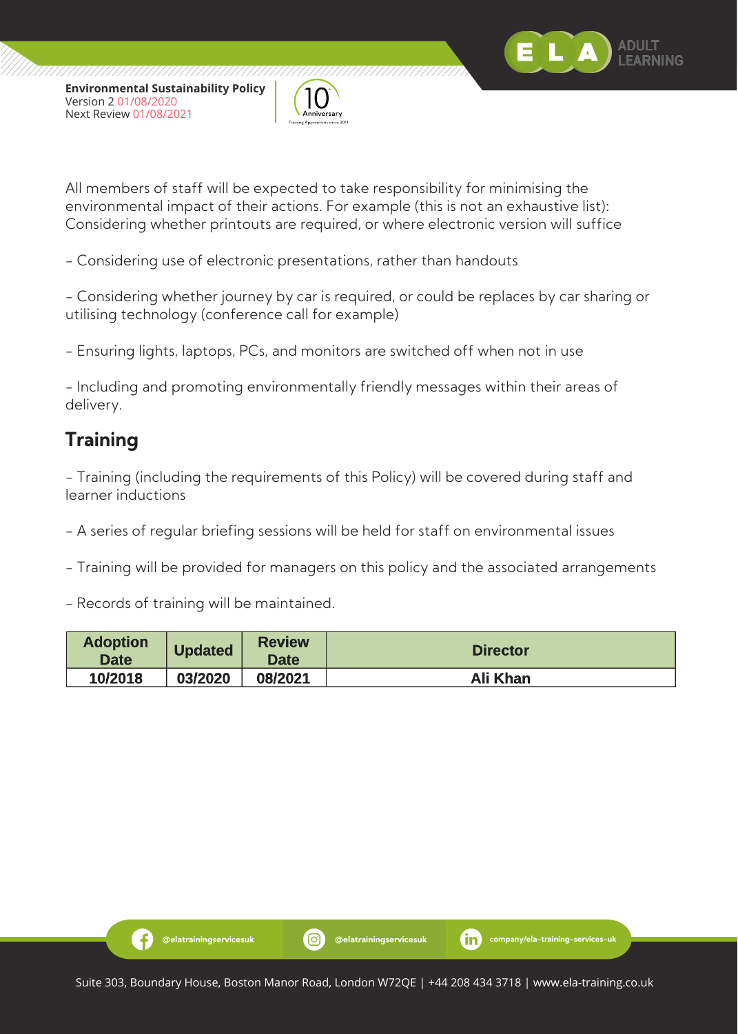All members of staff will be expected to take responsibility for minimising the environmental impact of their actions. For example (this is not an exhaustive list): Considering whether printouts are required, or where electronic version will suffice

- Considering use of electronic presentations, rather than handouts

- Considering whether journey by car is required, or could be replaces by car sharing or utilising technology (conference call for example)

- Ensuring lights, laptops, PCs, and monitors are switched off when not in use

- Including and promoting environmentally friendly messages within their areas of delivery.

## Training

- Training (including the requirements of this Policy) will be covered during staff and learner inductions

- A series of regular briefing sessions will be held for staff on environmental issues

- Training will be provided for managers on this policy and the associated arrangements

- Records of training will be maintained.

| Adoption Date | Updated | Review Date | Director |
|---|---|---|---|
| 10/2018 | 03/2020 | 08/2021 | Ali Khan |